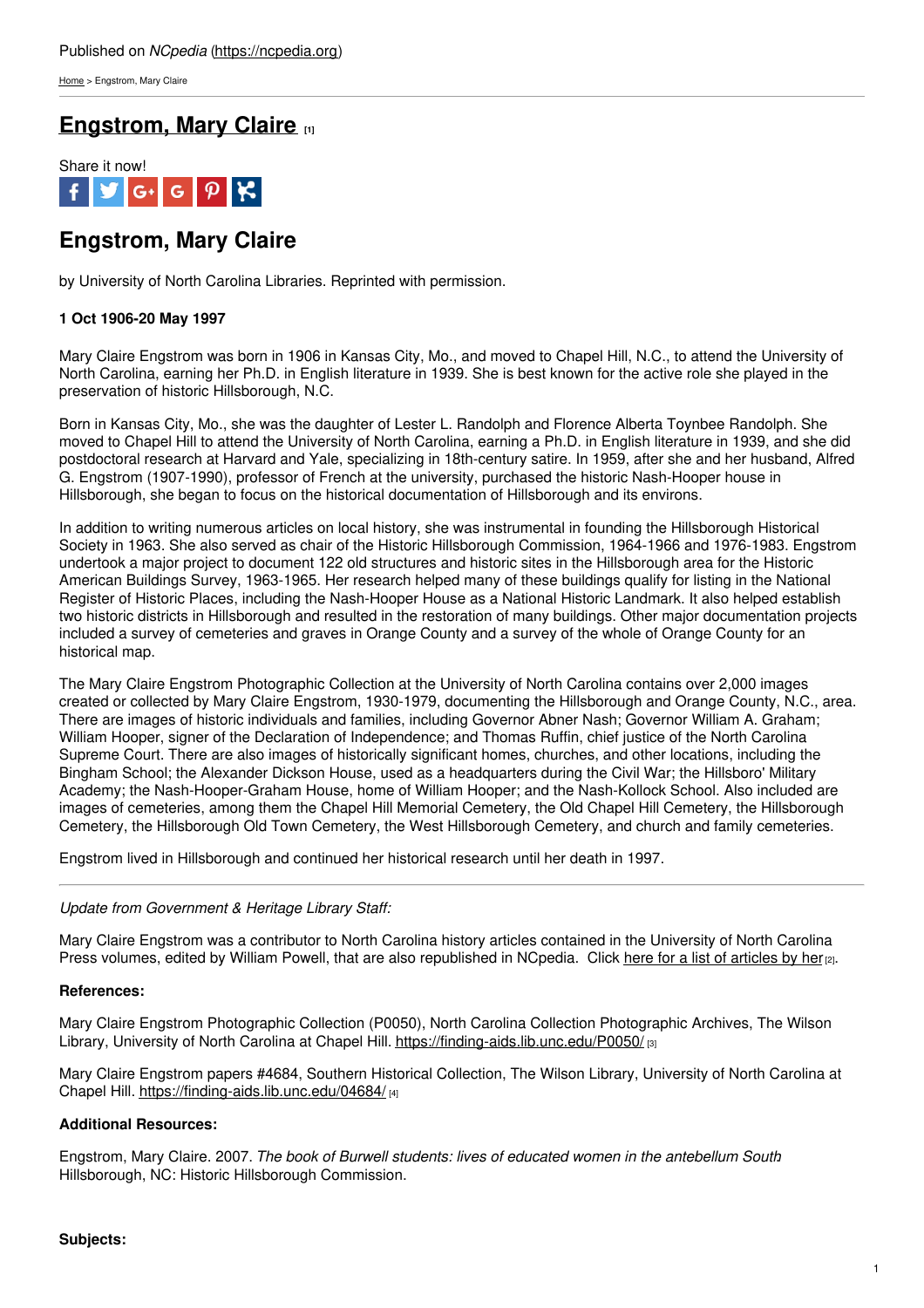Published on *NCpedia* (https://ncpedia.org)

Home > Engstrom, Mary Claire

# Engstrom, Mary Claire [1]

Share it now!

## Engstrom, Mary Claire

by University of North Carolina Libraries. Reprinted with permission.

**1 Oct 1906-20 May 1997**

Mary Claire Engstrom was born in 1906 in Kansas City, Mo., and moved to Chapel Hill, N.C., to attend the University of North Carolina, earning her Ph.D. in English literature in 1939. She is best known for the active role she played in the preservation of historic Hillsborough, N.C.

Born in Kansas City, Mo., she was the daughter of Lester L. Randolph and Florence Alberta Toynbee Randolph. She moved to Chapel Hill to attend the University of North Carolina, earning a Ph.D. in English literature in 1939, and she did postdoctoral research at Harvard and Yale, specializing in 18th-century satire. In 1959, after she and her husband, Alfred G. Engstrom (1907-1990), professor of French at the university, purchased the historic Nash-Hooper house in Hillsborough, she began to focus on the historical documentation of Hillsborough and its environs.

In addition to writing numerous articles on local history, she was instrumental in founding the Hillsborough Historical Society in 1963. She also served as chair of the Historic Hillsborough Commission, 1964-1966 and 1976-1983. Engstrom undertook a major project to document 122 old structures and historic sites in the Hillsborough area for the Historic American Buildings Survey, 1963-1965. Her research helped many of these buildings qualify for listing in the National Register of Historic Places, including the Nash-Hooper House as a National Historic Landmark. It also helped establish two historic districts in Hillsborough and resulted in the restoration of many buildings. Other major documentation projects included a survey of cemeteries and graves in Orange County and a survey of the whole of Orange County for an historical map.

The Mary Claire Engstrom Photographic Collection at the University of North Carolina contains over 2,000 images created or collected by Mary Claire Engstrom, 1930-1979, documenting the Hillsborough and Orange County, N.C., area. There are images of historic individuals and families, including Governor Abner Nash; Governor William A. Graham; William Hooper, signer of the Declaration of Independence; and Thomas Ruffin, chief justice of the North Carolina Supreme Court. There are also images of historically significant homes, churches, and other locations, including the Bingham School; the Alexander Dickson House, used as a headquarters during the Civil War; the Hillsboro' Military Academy; the Nash-Hooper-Graham House, home of William Hooper; and the Nash-Kollock School. Also included are images of cemeteries, among them the Chapel Hill Memorial Cemetery, the Old Chapel Hill Cemetery, the Hillsborough Cemetery, the Hillsborough Old Town Cemetery, the West Hillsborough Cemetery, and church and family cemeteries.

Engstrom lived in Hillsborough and continued her historical research until her death in 1997.

---

*Update from Government & Heritage Library Staff:*

Mary Claire Engstrom was a contributor to North Carolina history articles contained in the University of North Carolina Press volumes, edited by William Powell, that are also republished in NCpedia. Click here for a list of articles by her [2].

**References:**

Mary Claire Engstrom Photographic Collection (P0050), North Carolina Collection Photographic Archives, The Wilson Library, University of North Carolina at Chapel Hill. https://finding-aids.lib.unc.edu/P0050/ [3]

Mary Claire Engstrom papers #4684, Southern Historical Collection, The Wilson Library, University of North Carolina at Chapel Hill. https://finding-aids.lib.unc.edu/04684/ [4]

**Additional Resources:**

Engstrom, Mary Claire. 2007. *The book of Burwell students: lives of educated women in the antebellum South* Hillsborough, NC: Historic Hillsborough Commission.

**Subjects:**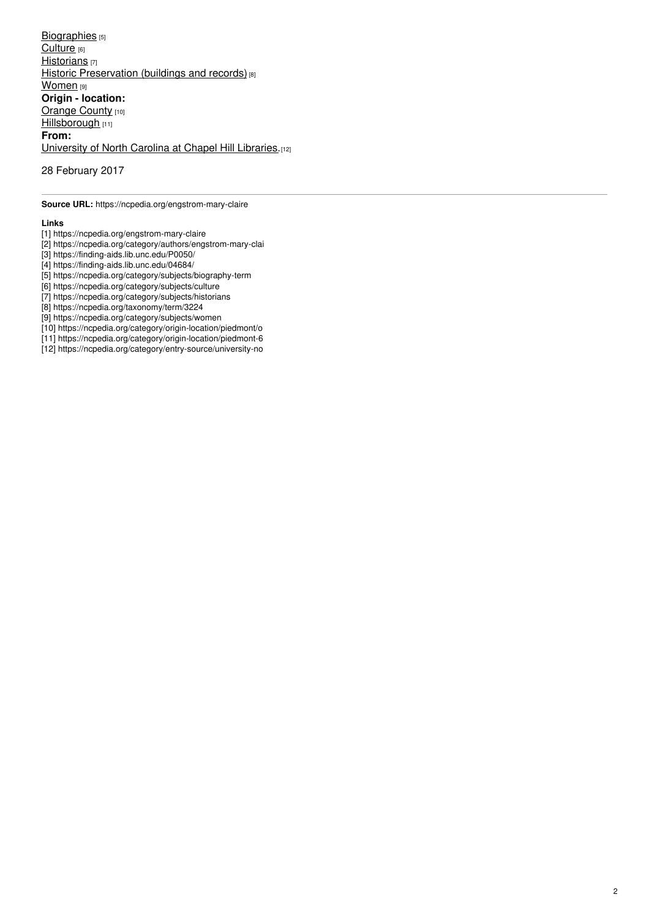Biographies [5]
Culture [6]
Historians [7]
Historic Preservation (buildings and records) [8]
Women [9]
**Origin - location:**
Orange County [10]
Hillsborough [11]
**From:**
University of North Carolina at Chapel Hill Libraries. [12]

28 February 2017

---

**Source URL:** https://ncpedia.org/engstrom-mary-claire

**Links**
[1] https://ncpedia.org/engstrom-mary-claire
[2] https://ncpedia.org/category/authors/engstrom-mary-clai
[3] https://finding-aids.lib.unc.edu/P0050/
[4] https://finding-aids.lib.unc.edu/04684/
[5] https://ncpedia.org/category/subjects/biography-term
[6] https://ncpedia.org/category/subjects/culture
[7] https://ncpedia.org/category/subjects/historians
[8] https://ncpedia.org/taxonomy/term/3224
[9] https://ncpedia.org/category/subjects/women
[10] https://ncpedia.org/category/origin-location/piedmont/o
[11] https://ncpedia.org/category/origin-location/piedmont-6
[12] https://ncpedia.org/category/entry-source/university-no